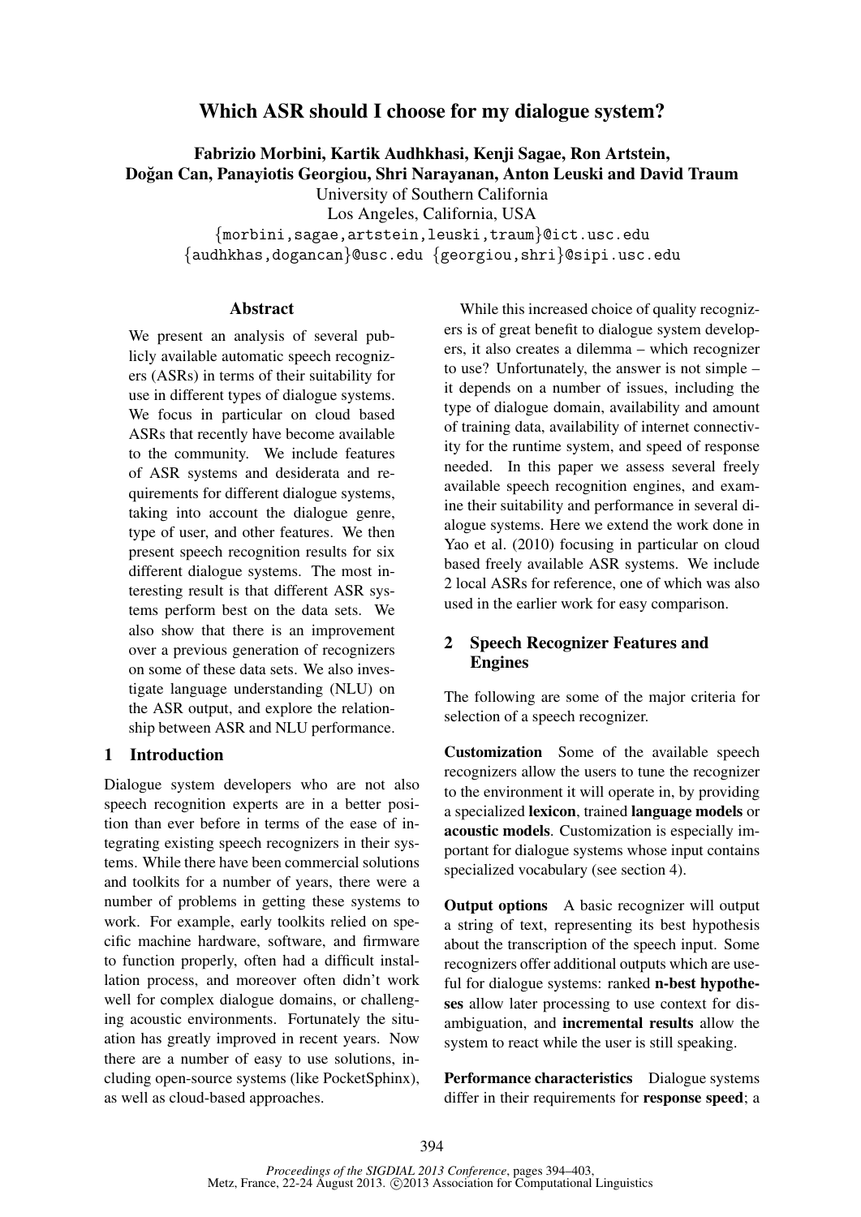# Which ASR should I choose for my dialogue system?

**Fabrizio Morbini, Kartik Audhkhasi, Kenji Sagae, Ron Artstein, Doğan Can, Panayiotis Georgiou, Shri Narayanan, Anton Leuski and David Traum**

University of Southern California
Los Angeles, California, USA
{morbini,sagae,artstein,leuski,traum}@ict.usc.edu
{audhkhas,dogancan}@usc.edu {georgiou,shri}@sipi.usc.edu

## Abstract

We present an analysis of several publicly available automatic speech recognizers (ASRs) in terms of their suitability for use in different types of dialogue systems. We focus in particular on cloud based ASRs that recently have become available to the community. We include features of ASR systems and desiderata and requirements for different dialogue systems, taking into account the dialogue genre, type of user, and other features. We then present speech recognition results for six different dialogue systems. The most interesting result is that different ASR systems perform best on the data sets. We also show that there is an improvement over a previous generation of recognizers on some of these data sets. We also investigate language understanding (NLU) on the ASR output, and explore the relationship between ASR and NLU performance.

## 1 Introduction

Dialogue system developers who are not also speech recognition experts are in a better position than ever before in terms of the ease of integrating existing speech recognizers in their systems. While there have been commercial solutions and toolkits for a number of years, there were a number of problems in getting these systems to work. For example, early toolkits relied on specific machine hardware, software, and firmware to function properly, often had a difficult installation process, and moreover often didn't work well for complex dialogue domains, or challenging acoustic environments. Fortunately the situation has greatly improved in recent years. Now there are a number of easy to use solutions, including open-source systems (like PocketSphinx), as well as cloud-based approaches.

While this increased choice of quality recognizers is of great benefit to dialogue system developers, it also creates a dilemma – which recognizer to use? Unfortunately, the answer is not simple – it depends on a number of issues, including the type of dialogue domain, availability and amount of training data, availability of internet connectivity for the runtime system, and speed of response needed. In this paper we assess several freely available speech recognition engines, and examine their suitability and performance in several dialogue systems. Here we extend the work done in Yao et al. (2010) focusing in particular on cloud based freely available ASR systems. We include 2 local ASRs for reference, one of which was also used in the earlier work for easy comparison.

## 2 Speech Recognizer Features and Engines

The following are some of the major criteria for selection of a speech recognizer.

**Customization** Some of the available speech recognizers allow the users to tune the recognizer to the environment it will operate in, by providing a specialized **lexicon**, trained **language models** or **acoustic models**. Customization is especially important for dialogue systems whose input contains specialized vocabulary (see section 4).

**Output options** A basic recognizer will output a string of text, representing its best hypothesis about the transcription of the speech input. Some recognizers offer additional outputs which are useful for dialogue systems: ranked **n-best hypotheses** allow later processing to use context for disambiguation, and **incremental results** allow the system to react while the user is still speaking.

**Performance characteristics** Dialogue systems differ in their requirements for **response speed**; a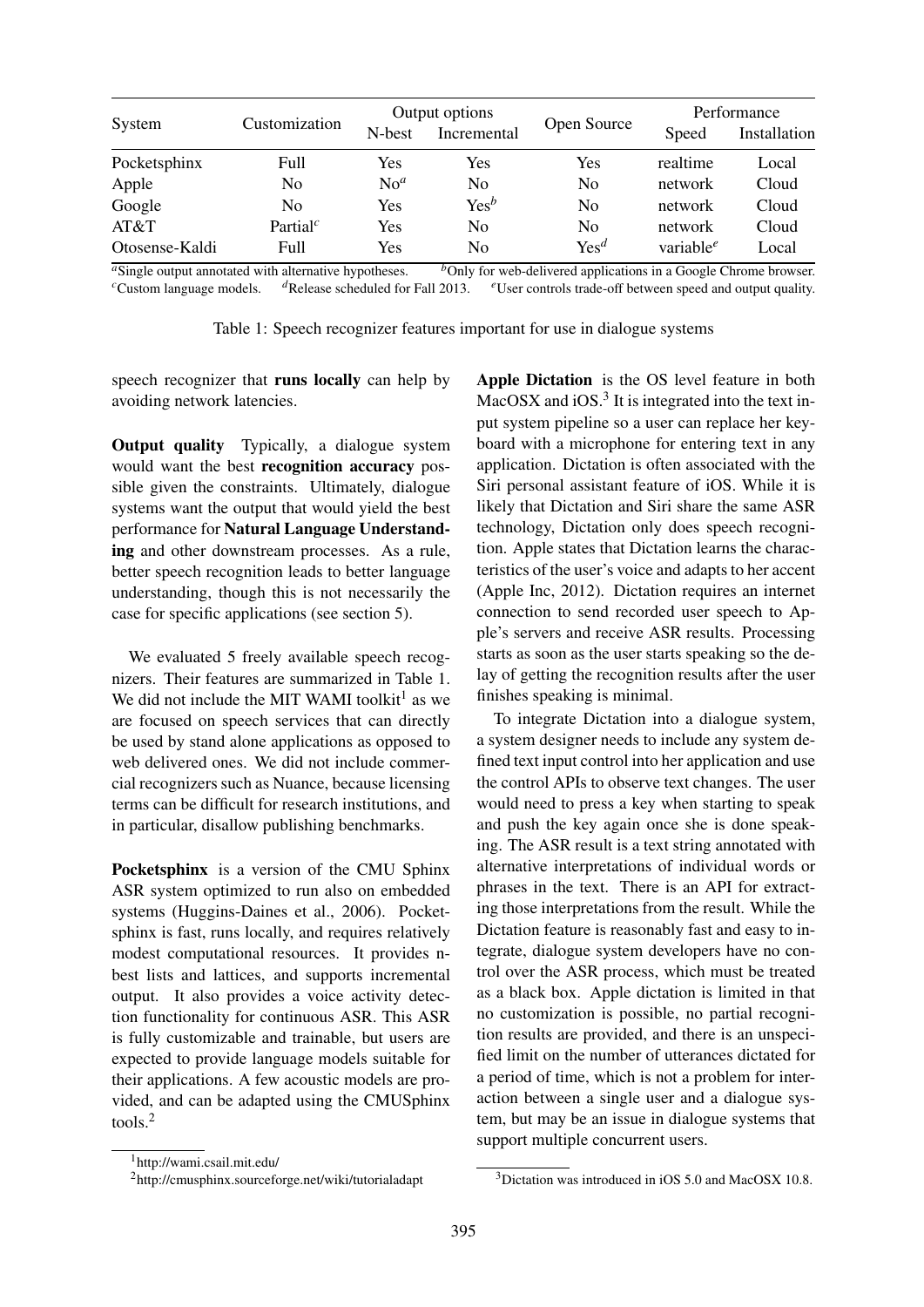| System | Customization | Output options | | Open Source | Performance | |
|---|---|---|---|---|---|---|
| | | N-best | Incremental | | Speed | Installation |
| Pocketsphinx | Full | Yes | Yes | Yes | realtime | Local |
| Apple | No | No[a] | No | No | network | Cloud |
| Google | No | Yes | Yes[b] | No | network | Cloud |
| AT&T | Partial[c] | Yes | No | No | network | Cloud |
| Otosense-Kaldi | Full | Yes | No | Yes[d] | variable[e] | Local |

[a]Single output annotated with alternative hypotheses. [b]Only for web-delivered applications in a Google Chrome browser.
[c]Custom language models. [d]Release scheduled for Fall 2013. [e]User controls trade-off between speed and output quality.

Table 1: Speech recognizer features important for use in dialogue systems

speech recognizer that **runs locally** can help by avoiding network latencies.

**Output quality** Typically, a dialogue system would want the best **recognition accuracy** possible given the constraints. Ultimately, dialogue systems want the output that would yield the best performance for **Natural Language Understanding** and other downstream processes. As a rule, better speech recognition leads to better language understanding, though this is not necessarily the case for specific applications (see section 5).

We evaluated 5 freely available speech recognizers. Their features are summarized in Table 1. We did not include the MIT WAMI toolkit[1] as we are focused on speech services that can directly be used by stand alone applications as opposed to web delivered ones. We did not include commercial recognizers such as Nuance, because licensing terms can be difficult for research institutions, and in particular, disallow publishing benchmarks.

**Pocketsphinx** is a version of the CMU Sphinx ASR system optimized to run also on embedded systems (Huggins-Daines et al., 2006). Pocketsphinx is fast, runs locally, and requires relatively modest computational resources. It provides n-best lists and lattices, and supports incremental output. It also provides a voice activity detection functionality for continuous ASR. This ASR is fully customizable and trainable, but users are expected to provide language models suitable for their applications. A few acoustic models are provided, and can be adapted using the CMUSphinx tools.[2]

[1]http://wami.csail.mit.edu/

[2]http://cmusphinx.sourceforge.net/wiki/tutorialadapt

**Apple Dictation** is the OS level feature in both MacOSX and iOS.[3] It is integrated into the text input system pipeline so a user can replace her keyboard with a microphone for entering text in any application. Dictation is often associated with the Siri personal assistant feature of iOS. While it is likely that Dictation and Siri share the same ASR technology, Dictation only does speech recognition. Apple states that Dictation learns the characteristics of the user's voice and adapts to her accent (Apple Inc, 2012). Dictation requires an internet connection to send recorded user speech to Apple's servers and receive ASR results. Processing starts as soon as the user starts speaking so the delay of getting the recognition results after the user finishes speaking is minimal.

To integrate Dictation into a dialogue system, a system designer needs to include any system defined text input control into her application and use the control APIs to observe text changes. The user would need to press a key when starting to speak and push the key again once she is done speaking. The ASR result is a text string annotated with alternative interpretations of individual words or phrases in the text. There is an API for extracting those interpretations from the result. While the Dictation feature is reasonably fast and easy to integrate, dialogue system developers have no control over the ASR process, which must be treated as a black box. Apple dictation is limited in that no customization is possible, no partial recognition results are provided, and there is an unspecified limit on the number of utterances dictated for a period of time, which is not a problem for interaction between a single user and a dialogue system, but may be an issue in dialogue systems that support multiple concurrent users.

[3]Dictation was introduced in iOS 5.0 and MacOSX 10.8.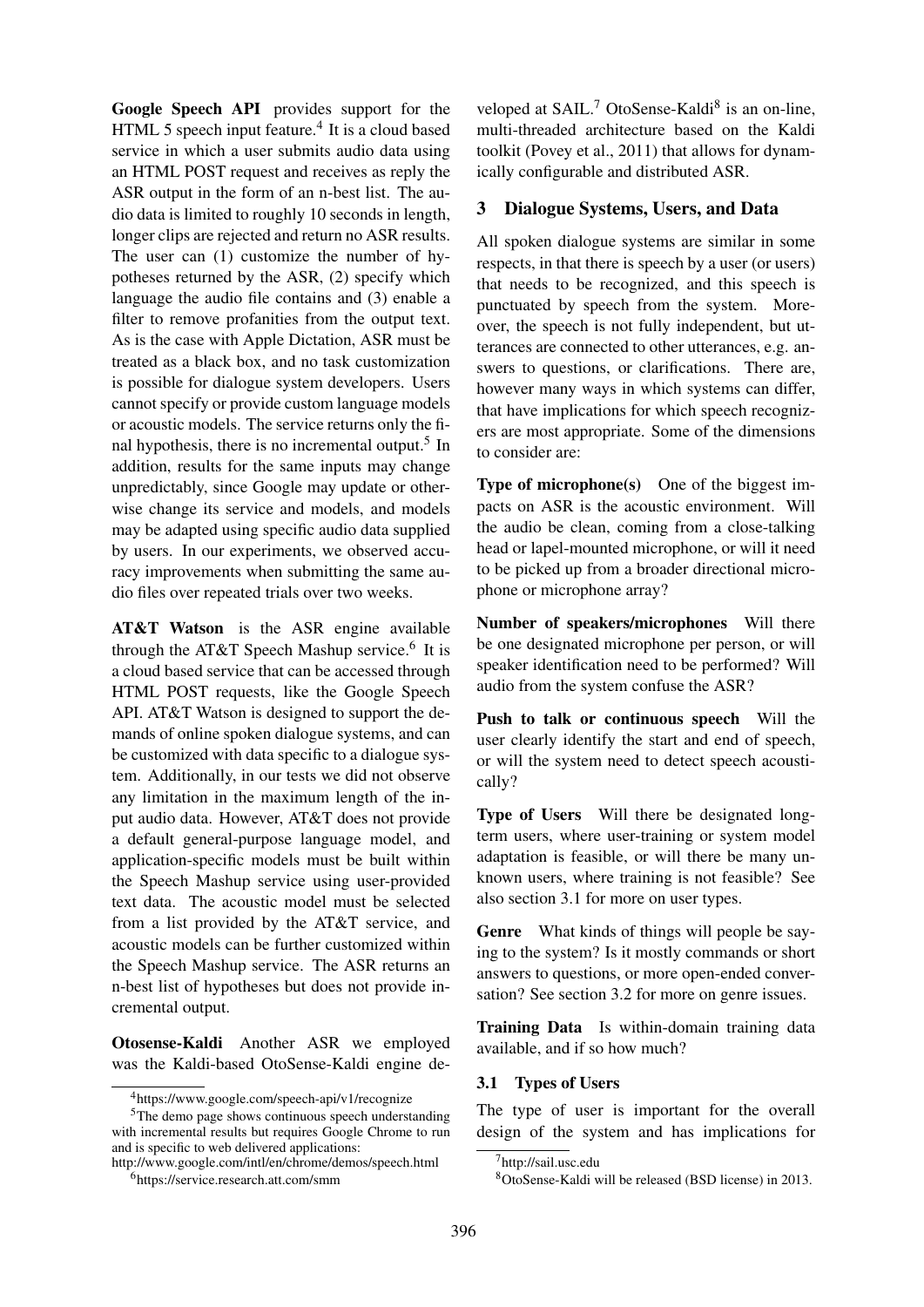**Google Speech API** provides support for the HTML 5 speech input feature.[4] It is a cloud based service in which a user submits audio data using an HTML POST request and receives as reply the ASR output in the form of an n-best list. The audio data is limited to roughly 10 seconds in length, longer clips are rejected and return no ASR results. The user can (1) customize the number of hypotheses returned by the ASR, (2) specify which language the audio file contains and (3) enable a filter to remove profanities from the output text. As is the case with Apple Dictation, ASR must be treated as a black box, and no task customization is possible for dialogue system developers. Users cannot specify or provide custom language models or acoustic models. The service returns only the final hypothesis, there is no incremental output.[5] In addition, results for the same inputs may change unpredictably, since Google may update or otherwise change its service and models, and models may be adapted using specific audio data supplied by users. In our experiments, we observed accuracy improvements when submitting the same audio files over repeated trials over two weeks.

**AT&T Watson** is the ASR engine available through the AT&T Speech Mashup service.[6] It is a cloud based service that can be accessed through HTML POST requests, like the Google Speech API. AT&T Watson is designed to support the demands of online spoken dialogue systems, and can be customized with data specific to a dialogue system. Additionally, in our tests we did not observe any limitation in the maximum length of the input audio data. However, AT&T does not provide a default general-purpose language model, and application-specific models must be built within the Speech Mashup service using user-provided text data. The acoustic model must be selected from a list provided by the AT&T service, and acoustic models can be further customized within the Speech Mashup service. The ASR returns an n-best list of hypotheses but does not provide incremental output.

**Otosense-Kaldi** Another ASR we employed was the Kaldi-based OtoSense-Kaldi engine developed at SAIL.[7] OtoSense-Kaldi[8] is an on-line, multi-threaded architecture based on the Kaldi toolkit (Povey et al., 2011) that allows for dynamically configurable and distributed ASR.

## 3 Dialogue Systems, Users, and Data

All spoken dialogue systems are similar in some respects, in that there is speech by a user (or users) that needs to be recognized, and this speech is punctuated by speech from the system. Moreover, the speech is not fully independent, but utterances are connected to other utterances, e.g. answers to questions, or clarifications. There are, however many ways in which systems can differ, that have implications for which speech recognizers are most appropriate. Some of the dimensions to consider are:

**Type of microphone(s)** One of the biggest impacts on ASR is the acoustic environment. Will the audio be clean, coming from a close-talking head or lapel-mounted microphone, or will it need to be picked up from a broader directional microphone or microphone array?

**Number of speakers/microphones** Will there be one designated microphone per person, or will speaker identification need to be performed? Will audio from the system confuse the ASR?

**Push to talk or continuous speech** Will the user clearly identify the start and end of speech, or will the system need to detect speech acoustically?

**Type of Users** Will there be designated long-term users, where user-training or system model adaptation is feasible, or will there be many unknown users, where training is not feasible? See also section 3.1 for more on user types.

**Genre** What kinds of things will people be saying to the system? Is it mostly commands or short answers to questions, or more open-ended conversation? See section 3.2 for more on genre issues.

**Training Data** Is within-domain training data available, and if so how much?

### 3.1 Types of Users

The type of user is important for the overall design of the system and has implications for

---

[4] https://www.google.com/speech-api/v1/recognize

[5] The demo page shows continuous speech understanding with incremental results but requires Google Chrome to run and is specific to web delivered applications: http://www.google.com/intl/en/chrome/demos/speech.html

[6] https://service.research.att.com/smm

[7] http://sail.usc.edu

[8] OtoSense-Kaldi will be released (BSD license) in 2013.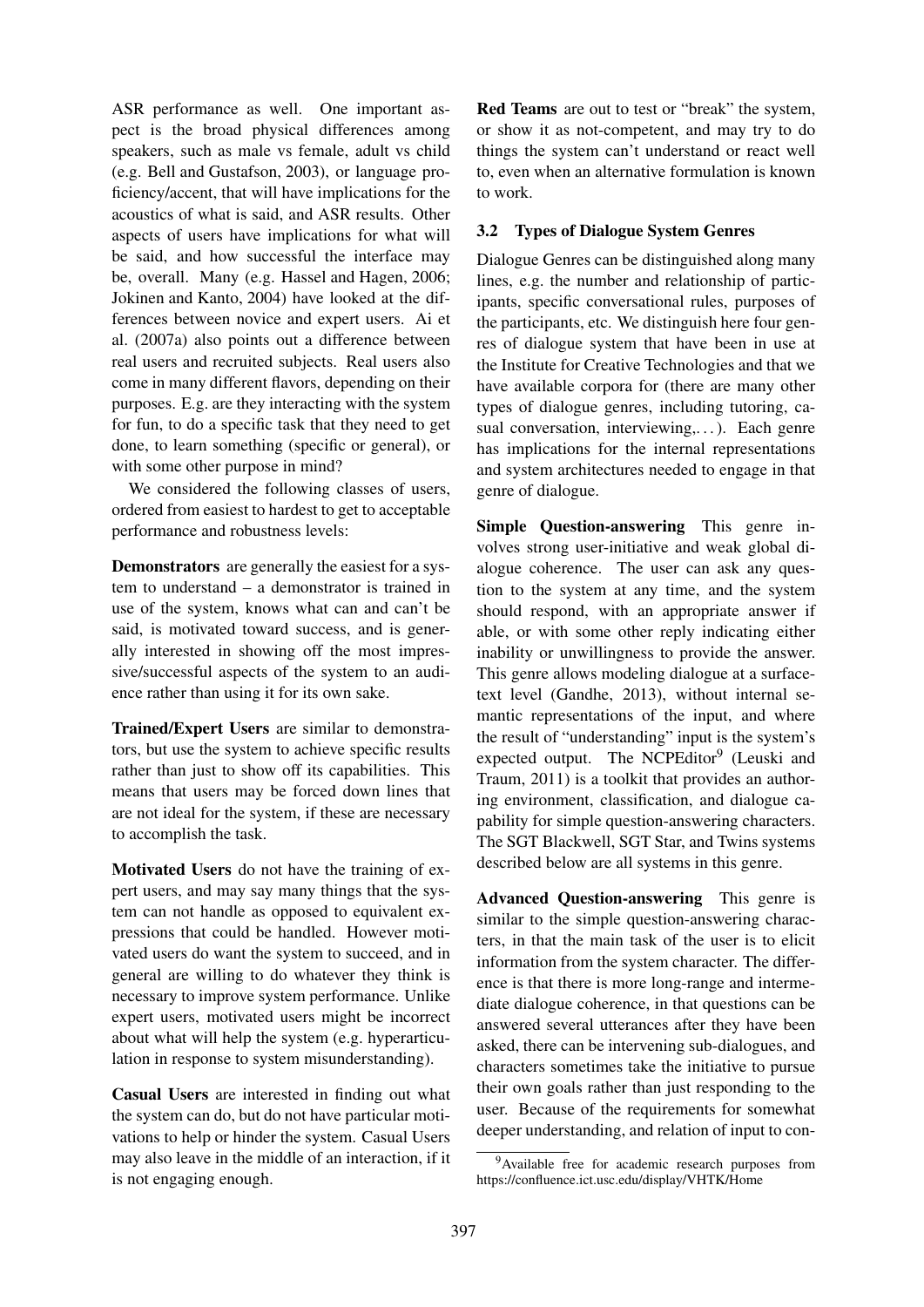ASR performance as well. One important aspect is the broad physical differences among speakers, such as male vs female, adult vs child (e.g. Bell and Gustafson, 2003), or language proficiency/accent, that will have implications for the acoustics of what is said, and ASR results. Other aspects of users have implications for what will be said, and how successful the interface may be, overall. Many (e.g. Hassel and Hagen, 2006; Jokinen and Kanto, 2004) have looked at the differences between novice and expert users. Ai et al. (2007a) also points out a difference between real users and recruited subjects. Real users also come in many different flavors, depending on their purposes. E.g. are they interacting with the system for fun, to do a specific task that they need to get done, to learn something (specific or general), or with some other purpose in mind?

We considered the following classes of users, ordered from easiest to hardest to get to acceptable performance and robustness levels:

**Demonstrators** are generally the easiest for a system to understand – a demonstrator is trained in use of the system, knows what can and can't be said, is motivated toward success, and is generally interested in showing off the most impressive/successful aspects of the system to an audience rather than using it for its own sake.

**Trained/Expert Users** are similar to demonstrators, but use the system to achieve specific results rather than just to show off its capabilities. This means that users may be forced down lines that are not ideal for the system, if these are necessary to accomplish the task.

**Motivated Users** do not have the training of expert users, and may say many things that the system can not handle as opposed to equivalent expressions that could be handled. However motivated users do want the system to succeed, and in general are willing to do whatever they think is necessary to improve system performance. Unlike expert users, motivated users might be incorrect about what will help the system (e.g. hyperarticulation in response to system misunderstanding).

**Casual Users** are interested in finding out what the system can do, but do not have particular motivations to help or hinder the system. Casual Users may also leave in the middle of an interaction, if it is not engaging enough.

**Red Teams** are out to test or "break" the system, or show it as not-competent, and may try to do things the system can't understand or react well to, even when an alternative formulation is known to work.

### 3.2 Types of Dialogue System Genres

Dialogue Genres can be distinguished along many lines, e.g. the number and relationship of participants, specific conversational rules, purposes of the participants, etc. We distinguish here four genres of dialogue system that have been in use at the Institute for Creative Technologies and that we have available corpora for (there are many other types of dialogue genres, including tutoring, casual conversation, interviewing,...). Each genre has implications for the internal representations and system architectures needed to engage in that genre of dialogue.

**Simple Question-answering** This genre involves strong user-initiative and weak global dialogue coherence. The user can ask any question to the system at any time, and the system should respond, with an appropriate answer if able, or with some other reply indicating either inability or unwillingness to provide the answer. This genre allows modeling dialogue at a surface-text level (Gandhe, 2013), without internal semantic representations of the input, and where the result of "understanding" input is the system's expected output. The NCPEditor[9] (Leuski and Traum, 2011) is a toolkit that provides an authoring environment, classification, and dialogue capability for simple question-answering characters. The SGT Blackwell, SGT Star, and Twins systems described below are all systems in this genre.

**Advanced Question-answering** This genre is similar to the simple question-answering characters, in that the main task of the user is to elicit information from the system character. The difference is that there is more long-range and intermediate dialogue coherence, in that questions can be answered several utterances after they have been asked, there can be intervening sub-dialogues, and characters sometimes take the initiative to pursue their own goals rather than just responding to the user. Because of the requirements for somewhat deeper understanding, and relation of input to con-

[9]Available free for academic research purposes from https://confluence.ict.usc.edu/display/VHTK/Home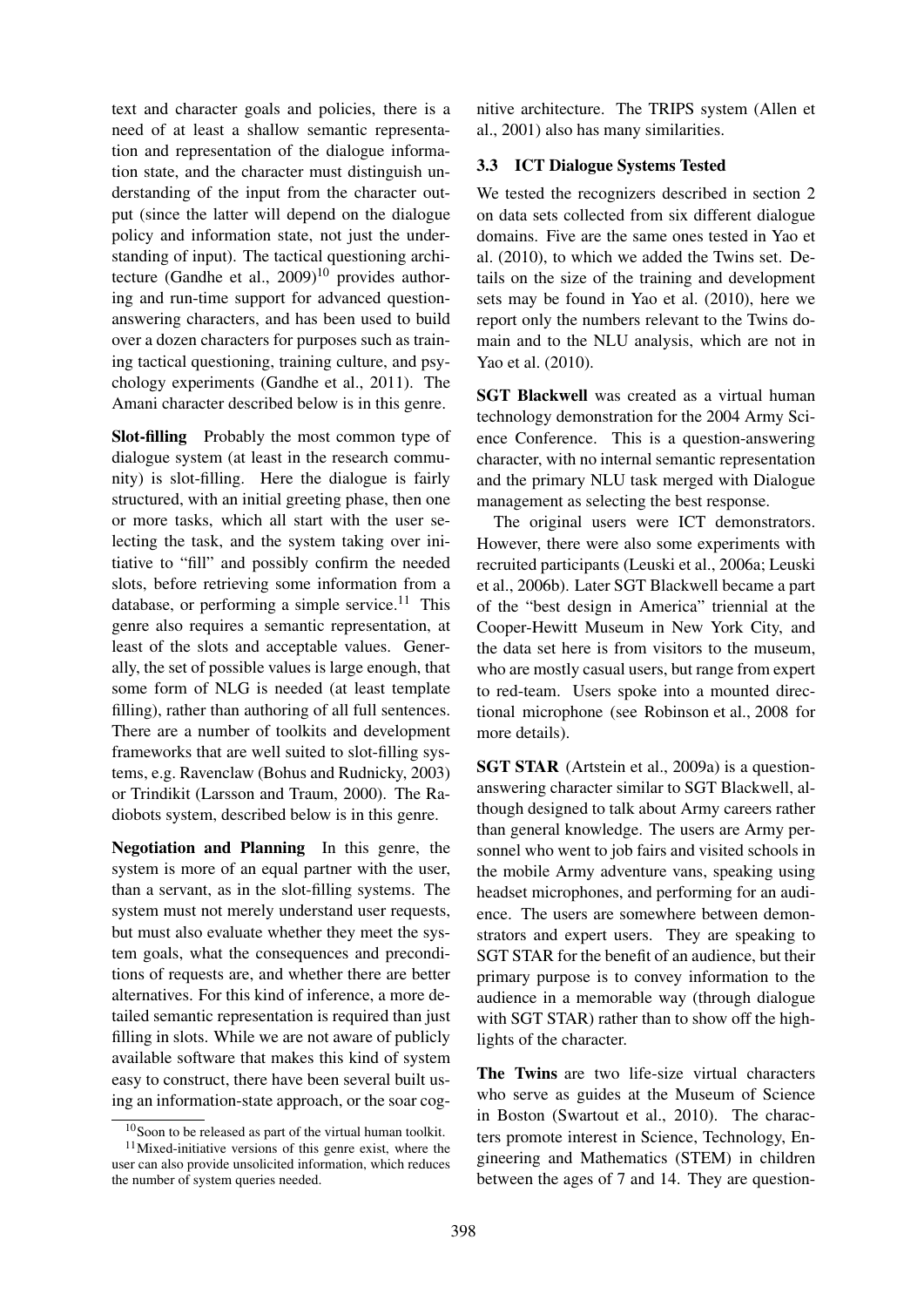text and character goals and policies, there is a need of at least a shallow semantic representation and representation of the dialogue information state, and the character must distinguish understanding of the input from the character output (since the latter will depend on the dialogue policy and information state, not just the understanding of input). The tactical questioning architecture (Gandhe et al., 2009)[10] provides authoring and run-time support for advanced question-answering characters, and has been used to build over a dozen characters for purposes such as training tactical questioning, training culture, and psychology experiments (Gandhe et al., 2011). The Amani character described below is in this genre.

**Slot-filling** Probably the most common type of dialogue system (at least in the research community) is slot-filling. Here the dialogue is fairly structured, with an initial greeting phase, then one or more tasks, which all start with the user selecting the task, and the system taking over initiative to "fill" and possibly confirm the needed slots, before retrieving some information from a database, or performing a simple service.[11] This genre also requires a semantic representation, at least of the slots and acceptable values. Generally, the set of possible values is large enough, that some form of NLG is needed (at least template filling), rather than authoring of all full sentences. There are a number of toolkits and development frameworks that are well suited to slot-filling systems, e.g. Ravenclaw (Bohus and Rudnicky, 2003) or Trindikit (Larsson and Traum, 2000). The Radiobots system, described below is in this genre.

**Negotiation and Planning** In this genre, the system is more of an equal partner with the user, than a servant, as in the slot-filling systems. The system must not merely understand user requests, but must also evaluate whether they meet the system goals, what the consequences and preconditions of requests are, and whether there are better alternatives. For this kind of inference, a more detailed semantic representation is required than just filling in slots. While we are not aware of publicly available software that makes this kind of system easy to construct, there have been several built using an information-state approach, or the soar cognitive architecture. The TRIPS system (Allen et al., 2001) also has many similarities.

### 3.3 ICT Dialogue Systems Tested

We tested the recognizers described in section 2 on data sets collected from six different dialogue domains. Five are the same ones tested in Yao et al. (2010), to which we added the Twins set. Details on the size of the training and development sets may be found in Yao et al. (2010), here we report only the numbers relevant to the Twins domain and to the NLU analysis, which are not in Yao et al. (2010).

**SGT Blackwell** was created as a virtual human technology demonstration for the 2004 Army Science Conference. This is a question-answering character, with no internal semantic representation and the primary NLU task merged with Dialogue management as selecting the best response.

The original users were ICT demonstrators. However, there were also some experiments with recruited participants (Leuski et al., 2006a; Leuski et al., 2006b). Later SGT Blackwell became a part of the "best design in America" triennial at the Cooper-Hewitt Museum in New York City, and the data set here is from visitors to the museum, who are mostly casual users, but range from expert to red-team. Users spoke into a mounted directional microphone (see Robinson et al., 2008 for more details).

**SGT STAR** (Artstein et al., 2009a) is a question-answering character similar to SGT Blackwell, although designed to talk about Army careers rather than general knowledge. The users are Army personnel who went to job fairs and visited schools in the mobile Army adventure vans, speaking using headset microphones, and performing for an audience. The users are somewhere between demonstrators and expert users. They are speaking to SGT STAR for the benefit of an audience, but their primary purpose is to convey information to the audience in a memorable way (through dialogue with SGT STAR) rather than to show off the highlights of the character.

**The Twins** are two life-size virtual characters who serve as guides at the Museum of Science in Boston (Swartout et al., 2010). The characters promote interest in Science, Technology, Engineering and Mathematics (STEM) in children between the ages of 7 and 14. They are question-

[10] Soon to be released as part of the virtual human toolkit.

[11] Mixed-initiative versions of this genre exist, where the user can also provide unsolicited information, which reduces the number of system queries needed.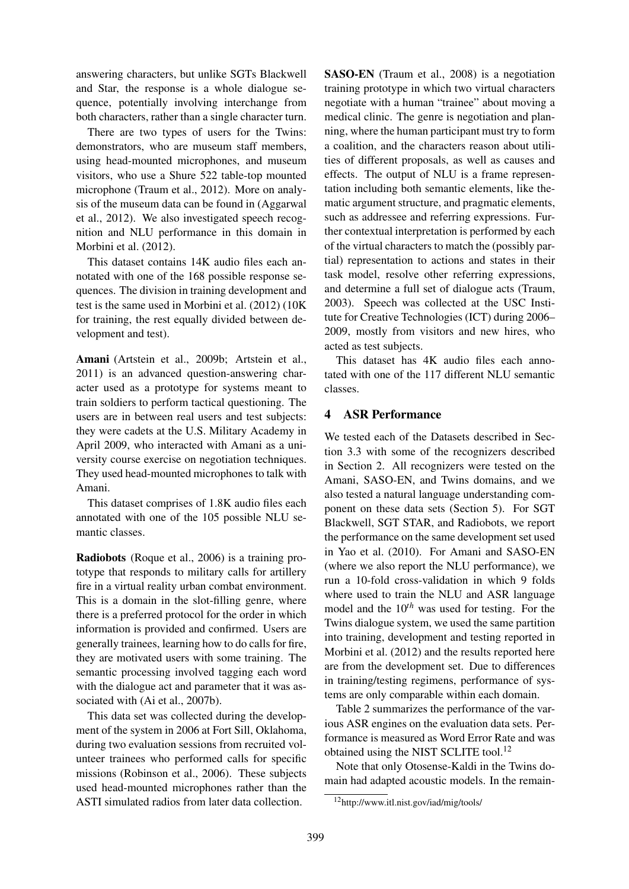answering characters, but unlike SGTs Blackwell and Star, the response is a whole dialogue sequence, potentially involving interchange from both characters, rather than a single character turn.

There are two types of users for the Twins: demonstrators, who are museum staff members, using head-mounted microphones, and museum visitors, who use a Shure 522 table-top mounted microphone (Traum et al., 2012). More on analysis of the museum data can be found in (Aggarwal et al., 2012). We also investigated speech recognition and NLU performance in this domain in Morbini et al. (2012).

This dataset contains 14K audio files each annotated with one of the 168 possible response sequences. The division in training development and test is the same used in Morbini et al. (2012) (10K for training, the rest equally divided between development and test).

**Amani** (Artstein et al., 2009b; Artstein et al., 2011) is an advanced question-answering character used as a prototype for systems meant to train soldiers to perform tactical questioning. The users are in between real users and test subjects: they were cadets at the U.S. Military Academy in April 2009, who interacted with Amani as a university course exercise on negotiation techniques. They used head-mounted microphones to talk with Amani.

This dataset comprises of 1.8K audio files each annotated with one of the 105 possible NLU semantic classes.

**Radiobots** (Roque et al., 2006) is a training prototype that responds to military calls for artillery fire in a virtual reality urban combat environment. This is a domain in the slot-filling genre, where there is a preferred protocol for the order in which information is provided and confirmed. Users are generally trainees, learning how to do calls for fire, they are motivated users with some training. The semantic processing involved tagging each word with the dialogue act and parameter that it was associated with (Ai et al., 2007b).

This data set was collected during the development of the system in 2006 at Fort Sill, Oklahoma, during two evaluation sessions from recruited volunteer trainees who performed calls for specific missions (Robinson et al., 2006). These subjects used head-mounted microphones rather than the ASTI simulated radios from later data collection.

**SASO-EN** (Traum et al., 2008) is a negotiation training prototype in which two virtual characters negotiate with a human "trainee" about moving a medical clinic. The genre is negotiation and planning, where the human participant must try to form a coalition, and the characters reason about utilities of different proposals, as well as causes and effects. The output of NLU is a frame representation including both semantic elements, like thematic argument structure, and pragmatic elements, such as addressee and referring expressions. Further contextual interpretation is performed by each of the virtual characters to match the (possibly partial) representation to actions and states in their task model, resolve other referring expressions, and determine a full set of dialogue acts (Traum, 2003). Speech was collected at the USC Institute for Creative Technologies (ICT) during 2006–2009, mostly from visitors and new hires, who acted as test subjects.

This dataset has 4K audio files each annotated with one of the 117 different NLU semantic classes.

## 4 ASR Performance

We tested each of the Datasets described in Section 3.3 with some of the recognizers described in Section 2. All recognizers were tested on the Amani, SASO-EN, and Twins domains, and we also tested a natural language understanding component on these data sets (Section 5). For SGT Blackwell, SGT STAR, and Radiobots, we report the performance on the same development set used in Yao et al. (2010). For Amani and SASO-EN (where we also report the NLU performance), we run a 10-fold cross-validation in which 9 folds where used to train the NLU and ASR language model and the $10^{th}$ was used for testing. For the Twins dialogue system, we used the same partition into training, development and testing reported in Morbini et al. (2012) and the results reported here are from the development set. Due to differences in training/testing regimens, performance of systems are only comparable within each domain.

Table 2 summarizes the performance of the various ASR engines on the evaluation data sets. Performance is measured as Word Error Rate and was obtained using the NIST SCLITE tool.[12]

Note that only Otosense-Kaldi in the Twins domain had adapted acoustic models. In the remain-

[12] http://www.itl.nist.gov/iad/mig/tools/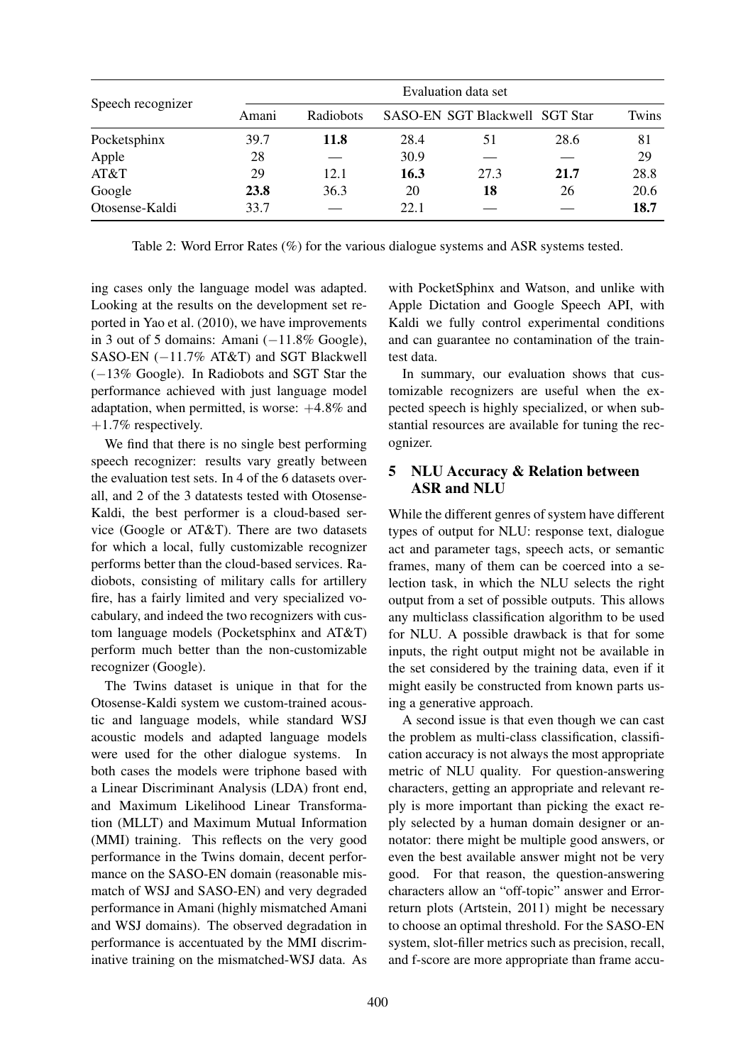| Speech recognizer | Evaluation data set | | | | | |
|---|---|---|---|---|---|---|
| | Amani | Radiobots | SASO-EN | SGT Blackwell | SGT Star | Twins |
| Pocketsphinx | 39.7 | **11.8** | 28.4 | 51 | 28.6 | 81 |
| Apple | 28 | — | 30.9 | — | — | 29 |
| AT&T | 29 | 12.1 | **16.3** | 27.3 | **21.7** | 28.8 |
| Google | **23.8** | 36.3 | 20 | **18** | 26 | 20.6 |
| Otosense-Kaldi | 33.7 | — | 22.1 | — | — | **18.7** |

Table 2: Word Error Rates (%) for the various dialogue systems and ASR systems tested.

ing cases only the language model was adapted. Looking at the results on the development set reported in Yao et al. (2010), we have improvements in 3 out of 5 domains: Amani (−11.8% Google), SASO-EN (−11.7% AT&T) and SGT Blackwell (−13% Google). In Radiobots and SGT Star the performance achieved with just language model adaptation, when permitted, is worse: +4.8% and +1.7% respectively.

We find that there is no single best performing speech recognizer: results vary greatly between the evaluation test sets. In 4 of the 6 datasets overall, and 2 of the 3 datatests tested with Otosense-Kaldi, the best performer is a cloud-based service (Google or AT&T). There are two datasets for which a local, fully customizable recognizer performs better than the cloud-based services. Radiobots, consisting of military calls for artillery fire, has a fairly limited and very specialized vocabulary, and indeed the two recognizers with custom language models (Pocketsphinx and AT&T) perform much better than the non-customizable recognizer (Google).

The Twins dataset is unique in that for the Otosense-Kaldi system we custom-trained acoustic and language models, while standard WSJ acoustic models and adapted language models were used for the other dialogue systems. In both cases the models were triphone based with a Linear Discriminant Analysis (LDA) front end, and Maximum Likelihood Linear Transformation (MLLT) and Maximum Mutual Information (MMI) training. This reflects on the very good performance in the Twins domain, decent performance on the SASO-EN domain (reasonable mismatch of WSJ and SASO-EN) and very degraded performance in Amani (highly mismatched Amani and WSJ domains). The observed degradation in performance is accentuated by the MMI discriminative training on the mismatched-WSJ data. As with PocketSphinx and Watson, and unlike with Apple Dictation and Google Speech API, with Kaldi we fully control experimental conditions and can guarantee no contamination of the train-test data.

In summary, our evaluation shows that customizable recognizers are useful when the expected speech is highly specialized, or when substantial resources are available for tuning the recognizer.

## 5 NLU Accuracy & Relation between ASR and NLU

While the different genres of system have different types of output for NLU: response text, dialogue act and parameter tags, speech acts, or semantic frames, many of them can be coerced into a selection task, in which the NLU selects the right output from a set of possible outputs. This allows any multiclass classification algorithm to be used for NLU. A possible drawback is that for some inputs, the right output might not be available in the set considered by the training data, even if it might easily be constructed from known parts using a generative approach.

A second issue is that even though we can cast the problem as multi-class classification, classification accuracy is not always the most appropriate metric of NLU quality. For question-answering characters, getting an appropriate and relevant reply is more important than picking the exact reply selected by a human domain designer or annotator: there might be multiple good answers, or even the best available answer might not be very good. For that reason, the question-answering characters allow an "off-topic" answer and Error-return plots (Artstein, 2011) might be necessary to choose an optimal threshold. For the SASO-EN system, slot-filler metrics such as precision, recall, and f-score are more appropriate than frame accu-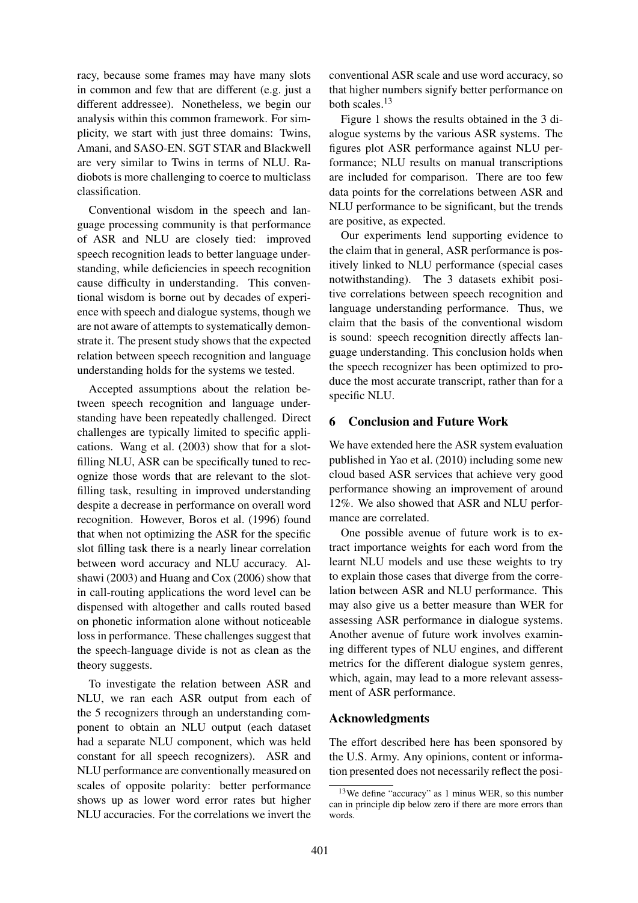racy, because some frames may have many slots in common and few that are different (e.g. just a different addressee). Nonetheless, we begin our analysis within this common framework. For simplicity, we start with just three domains: Twins, Amani, and SASO-EN. SGT STAR and Blackwell are very similar to Twins in terms of NLU. Radiobots is more challenging to coerce to multiclass classification.

Conventional wisdom in the speech and language processing community is that performance of ASR and NLU are closely tied: improved speech recognition leads to better language understanding, while deficiencies in speech recognition cause difficulty in understanding. This conventional wisdom is borne out by decades of experience with speech and dialogue systems, though we are not aware of attempts to systematically demonstrate it. The present study shows that the expected relation between speech recognition and language understanding holds for the systems we tested.

Accepted assumptions about the relation between speech recognition and language understanding have been repeatedly challenged. Direct challenges are typically limited to specific applications. Wang et al. (2003) show that for a slot-filling NLU, ASR can be specifically tuned to recognize those words that are relevant to the slot-filling task, resulting in improved understanding despite a decrease in performance on overall word recognition. However, Boros et al. (1996) found that when not optimizing the ASR for the specific slot filling task there is a nearly linear correlation between word accuracy and NLU accuracy. Alshawi (2003) and Huang and Cox (2006) show that in call-routing applications the word level can be dispensed with altogether and calls routed based on phonetic information alone without noticeable loss in performance. These challenges suggest that the speech-language divide is not as clean as the theory suggests.

To investigate the relation between ASR and NLU, we ran each ASR output from each of the 5 recognizers through an understanding component to obtain an NLU output (each dataset had a separate NLU component, which was held constant for all speech recognizers). ASR and NLU performance are conventionally measured on scales of opposite polarity: better performance shows up as lower word error rates but higher NLU accuracies. For the correlations we invert the conventional ASR scale and use word accuracy, so that higher numbers signify better performance on both scales.[13]

Figure 1 shows the results obtained in the 3 dialogue systems by the various ASR systems. The figures plot ASR performance against NLU performance; NLU results on manual transcriptions are included for comparison. There are too few data points for the correlations between ASR and NLU performance to be significant, but the trends are positive, as expected.

Our experiments lend supporting evidence to the claim that in general, ASR performance is positively linked to NLU performance (special cases notwithstanding). The 3 datasets exhibit positive correlations between speech recognition and language understanding performance. Thus, we claim that the basis of the conventional wisdom is sound: speech recognition directly affects language understanding. This conclusion holds when the speech recognizer has been optimized to produce the most accurate transcript, rather than for a specific NLU.

## 6 Conclusion and Future Work

We have extended here the ASR system evaluation published in Yao et al. (2010) including some new cloud based ASR services that achieve very good performance showing an improvement of around 12%. We also showed that ASR and NLU performance are correlated.

One possible avenue of future work is to extract importance weights for each word from the learnt NLU models and use these weights to try to explain those cases that diverge from the correlation between ASR and NLU performance. This may also give us a better measure than WER for assessing ASR performance in dialogue systems. Another avenue of future work involves examining different types of NLU engines, and different metrics for the different dialogue system genres, which, again, may lead to a more relevant assessment of ASR performance.

### Acknowledgments

The effort described here has been sponsored by the U.S. Army. Any opinions, content or information presented does not necessarily reflect the posi-

[13] We define "accuracy" as 1 minus WER, so this number can in principle dip below zero if there are more errors than words.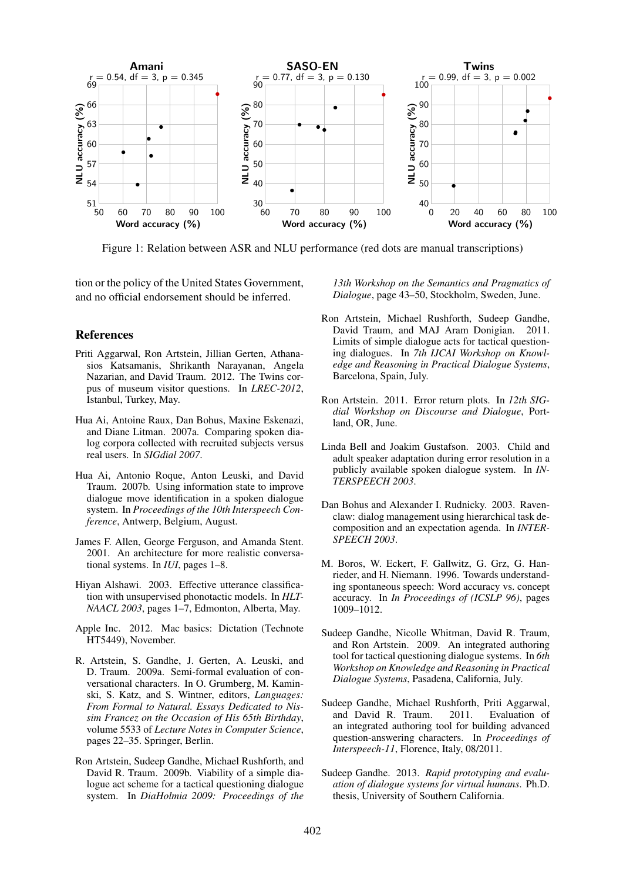Figure 1: Relation between ASR and NLU performance (red dots are manual transcriptions)

tion or the policy of the United States Government, and no official endorsement should be inferred.

## References

Priti Aggarwal, Ron Artstein, Jillian Gerten, Athanasios Katsamanis, Shrikanth Narayanan, Angela Nazarian, and David Traum. 2012. The Twins corpus of museum visitor questions. In *LREC-2012*, Istanbul, Turkey, May.

Hua Ai, Antoine Raux, Dan Bohus, Maxine Eskenazi, and Diane Litman. 2007a. Comparing spoken dialog corpora collected with recruited subjects versus real users. In *SIGdial 2007*.

Hua Ai, Antonio Roque, Anton Leuski, and David Traum. 2007b. Using information state to improve dialogue move identification in a spoken dialogue system. In *Proceedings of the 10th Interspeech Conference*, Antwerp, Belgium, August.

James F. Allen, George Ferguson, and Amanda Stent. 2001. An architecture for more realistic conversational systems. In *IUI*, pages 1–8.

Hiyan Alshawi. 2003. Effective utterance classification with unsupervised phonotactic models. In *HLT-NAACL 2003*, pages 1–7, Edmonton, Alberta, May.

Apple Inc. 2012. Mac basics: Dictation (Technote HT5449), November.

R. Artstein, S. Gandhe, J. Gerten, A. Leuski, and D. Traum. 2009a. Semi-formal evaluation of conversational characters. In O. Grumberg, M. Kaminski, S. Katz, and S. Wintner, editors, *Languages: From Formal to Natural. Essays Dedicated to Nissim Francez on the Occasion of His 65th Birthday*, volume 5533 of *Lecture Notes in Computer Science*, pages 22–35. Springer, Berlin.

Ron Artstein, Sudeep Gandhe, Michael Rushforth, and David R. Traum. 2009b. Viability of a simple dialogue act scheme for a tactical questioning dialogue system. In *DiaHolmia 2009: Proceedings of the 13th Workshop on the Semantics and Pragmatics of Dialogue*, page 43–50, Stockholm, Sweden, June.

Ron Artstein, Michael Rushforth, Sudeep Gandhe, David Traum, and MAJ Aram Donigian. 2011. Limits of simple dialogue acts for tactical questioning dialogues. In *7th IJCAI Workshop on Knowledge and Reasoning in Practical Dialogue Systems*, Barcelona, Spain, July.

Ron Artstein. 2011. Error return plots. In *12th SIGdial Workshop on Discourse and Dialogue*, Portland, OR, June.

Linda Bell and Joakim Gustafson. 2003. Child and adult speaker adaptation during error resolution in a publicly available spoken dialogue system. In *INTERSPEECH 2003*.

Dan Bohus and Alexander I. Rudnicky. 2003. Ravenclaw: dialog management using hierarchical task decomposition and an expectation agenda. In *INTERSPEECH 2003*.

M. Boros, W. Eckert, F. Gallwitz, G. Grz, G. Hanrieder, and H. Niemann. 1996. Towards understanding spontaneous speech: Word accuracy vs. concept accuracy. In *In Proceedings of (ICSLP 96)*, pages 1009–1012.

Sudeep Gandhe, Nicolle Whitman, David R. Traum, and Ron Artstein. 2009. An integrated authoring tool for tactical questioning dialogue systems. In *6th Workshop on Knowledge and Reasoning in Practical Dialogue Systems*, Pasadena, California, July.

Sudeep Gandhe, Michael Rushforth, Priti Aggarwal, and David R. Traum. 2011. Evaluation of an integrated authoring tool for building advanced question-answering characters. In *Proceedings of Interspeech-11*, Florence, Italy, 08/2011.

Sudeep Gandhe. 2013. *Rapid prototyping and evaluation of dialogue systems for virtual humans.* Ph.D. thesis, University of Southern California.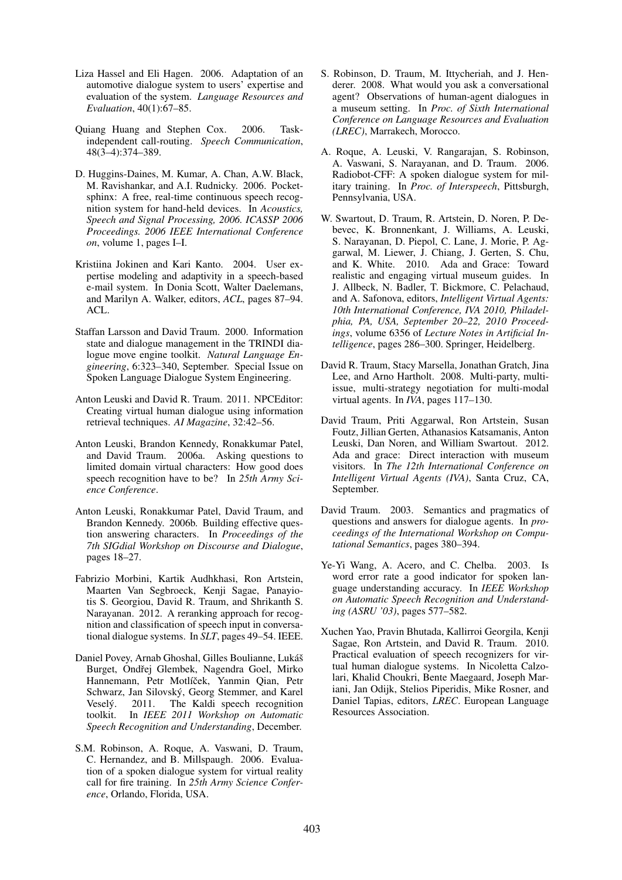Liza Hassel and Eli Hagen. 2006. Adaptation of an automotive dialogue system to users' expertise and evaluation of the system. *Language Resources and Evaluation*, 40(1):67–85.

Quiang Huang and Stephen Cox. 2006. Task-independent call-routing. *Speech Communication*, 48(3–4):374–389.

D. Huggins-Daines, M. Kumar, A. Chan, A.W. Black, M. Ravishankar, and A.I. Rudnicky. 2006. Pocketsphinx: A free, real-time continuous speech recognition system for hand-held devices. In *Acoustics, Speech and Signal Processing, 2006. ICASSP 2006 Proceedings. 2006 IEEE International Conference on*, volume 1, pages I–I.

Kristiina Jokinen and Kari Kanto. 2004. User expertise modeling and adaptivity in a speech-based e-mail system. In Donia Scott, Walter Daelemans, and Marilyn A. Walker, editors, *ACL*, pages 87–94. ACL.

Staffan Larsson and David Traum. 2000. Information state and dialogue management in the TRINDI dialogue move engine toolkit. *Natural Language Engineering*, 6:323–340, September. Special Issue on Spoken Language Dialogue System Engineering.

Anton Leuski and David R. Traum. 2011. NPCEditor: Creating virtual human dialogue using information retrieval techniques. *AI Magazine*, 32:42–56.

Anton Leuski, Brandon Kennedy, Ronakkumar Patel, and David Traum. 2006a. Asking questions to limited domain virtual characters: How good does speech recognition have to be? In *25th Army Science Conference*.

Anton Leuski, Ronakkumar Patel, David Traum, and Brandon Kennedy. 2006b. Building effective question answering characters. In *Proceedings of the 7th SIGdial Workshop on Discourse and Dialogue*, pages 18–27.

Fabrizio Morbini, Kartik Audhkhasi, Ron Artstein, Maarten Van Segbroeck, Kenji Sagae, Panayiotis S. Georgiou, David R. Traum, and Shrikanth S. Narayanan. 2012. A reranking approach for recognition and classification of speech input in conversational dialogue systems. In *SLT*, pages 49–54. IEEE.

Daniel Povey, Arnab Ghoshal, Gilles Boulianne, Lukáš Burget, Ondřej Glembek, Nagendra Goel, Mirko Hannemann, Petr Motlíček, Yanmin Qian, Petr Schwarz, Jan Silovský, Georg Stemmer, and Karel Veselý. 2011. The Kaldi speech recognition toolkit. In *IEEE 2011 Workshop on Automatic Speech Recognition and Understanding*, December.

S.M. Robinson, A. Roque, A. Vaswani, D. Traum, C. Hernandez, and B. Millspaugh. 2006. Evaluation of a spoken dialogue system for virtual reality call for fire training. In *25th Army Science Conference*, Orlando, Florida, USA.

S. Robinson, D. Traum, M. Ittycheriah, and J. Henderer. 2008. What would you ask a conversational agent? Observations of human-agent dialogues in a museum setting. In *Proc. of Sixth International Conference on Language Resources and Evaluation (LREC)*, Marrakech, Morocco.

A. Roque, A. Leuski, V. Rangarajan, S. Robinson, A. Vaswani, S. Narayanan, and D. Traum. 2006. Radiobot-CFF: A spoken dialogue system for military training. In *Proc. of Interspeech*, Pittsburgh, Pennsylvania, USA.

W. Swartout, D. Traum, R. Artstein, D. Noren, P. Debevec, K. Bronnenkant, J. Williams, A. Leuski, S. Narayanan, D. Piepol, C. Lane, J. Morie, P. Aggarwal, M. Liewer, J. Chiang, J. Gerten, S. Chu, and K. White. 2010. Ada and Grace: Toward realistic and engaging virtual museum guides. In J. Allbeck, N. Badler, T. Bickmore, C. Pelachaud, and A. Safonova, editors, *Intelligent Virtual Agents: 10th International Conference, IVA 2010, Philadelphia, PA, USA, September 20–22, 2010 Proceedings*, volume 6356 of *Lecture Notes in Artificial Intelligence*, pages 286–300. Springer, Heidelberg.

David R. Traum, Stacy Marsella, Jonathan Gratch, Jina Lee, and Arno Hartholt. 2008. Multi-party, multi-issue, multi-strategy negotiation for multi-modal virtual agents. In *IVA*, pages 117–130.

David Traum, Priti Aggarwal, Ron Artstein, Susan Foutz, Jillian Gerten, Athanasios Katsamanis, Anton Leuski, Dan Noren, and William Swartout. 2012. Ada and grace: Direct interaction with museum visitors. In *The 12th International Conference on Intelligent Virtual Agents (IVA)*, Santa Cruz, CA, September.

David Traum. 2003. Semantics and pragmatics of questions and answers for dialogue agents. In *proceedings of the International Workshop on Computational Semantics*, pages 380–394.

Ye-Yi Wang, A. Acero, and C. Chelba. 2003. Is word error rate a good indicator for spoken language understanding accuracy. In *IEEE Workshop on Automatic Speech Recognition and Understanding (ASRU '03)*, pages 577–582.

Xuchen Yao, Pravin Bhutada, Kallirroi Georgila, Kenji Sagae, Ron Artstein, and David R. Traum. 2010. Practical evaluation of speech recognizers for virtual human dialogue systems. In Nicoletta Calzolari, Khalid Choukri, Bente Maegaard, Joseph Mariani, Jan Odijk, Stelios Piperidis, Mike Rosner, and Daniel Tapias, editors, *LREC*. European Language Resources Association.